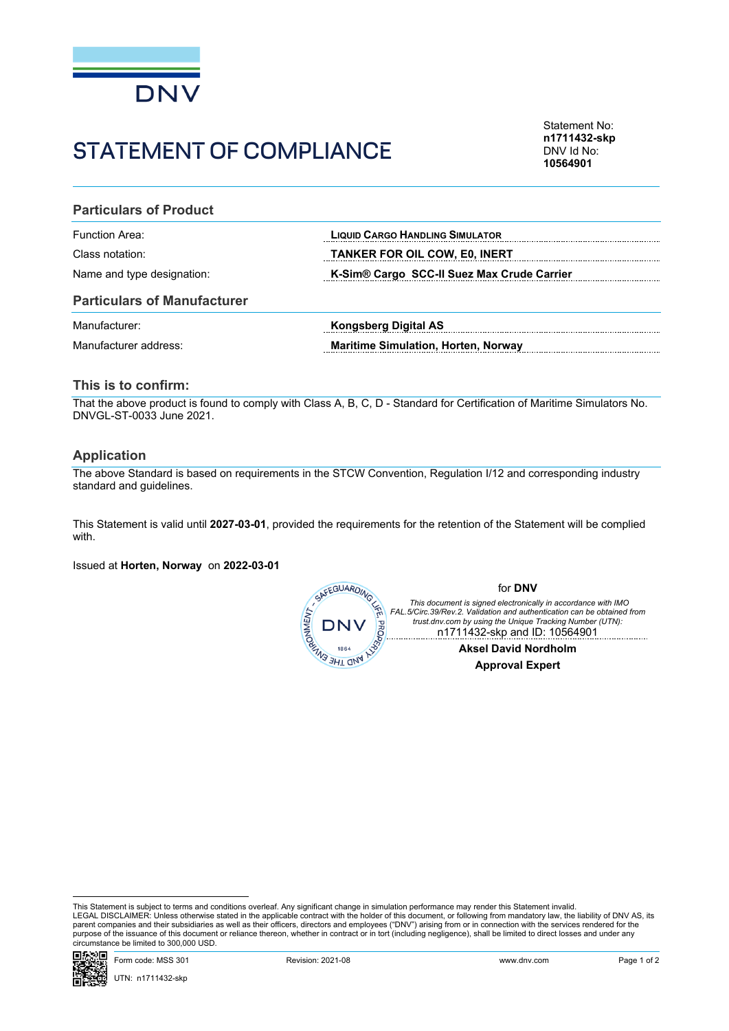DNV

# STATEMENT OF COMPLIANCE

Statement No:
**n1711432-skp**
DNV Id No:
**10564901**

## Particulars of Product

| | |
|---|---|
| Function Area: | **LIQUID CARGO HANDLING SIMULATOR** |
| Class notation: | **TANKER FOR OIL COW, E0, INERT** |
| Name and type designation: | **K-Sim® Cargo SCC-II Suez Max Crude Carrier** |

## Particulars of Manufacturer

| | |
|---|---|
| Manufacturer: | **Kongsberg Digital AS** |
| Manufacturer address: | **Maritime Simulation, Horten, Norway** |

## This is to confirm:

That the above product is found to comply with Class A, B, C, D - Standard for Certification of Maritime Simulators No. DNVGL-ST-0033 June 2021.

## Application

The above Standard is based on requirements in the STCW Convention, Regulation I/12 and corresponding industry standard and guidelines.

This Statement is valid until **2027-03-01**, provided the requirements for the retention of the Statement will be complied with.

Issued at **Horten, Norway** on **2022-03-01**

for **DNV**

*This document is signed electronically in accordance with IMO FAL.5/Circ.39/Rev.2. Validation and authentication can be obtained from trust.dnv.com by using the Unique Tracking Number (UTN):*
n1711432-skp and ID: 10564901

**Aksel David Nordholm**
**Approval Expert**

This Statement is subject to terms and conditions overleaf. Any significant change in simulation performance may render this Statement invalid.
LEGAL DISCLAIMER: Unless otherwise stated in the applicable contract with the holder of this document, or following from mandatory law, the liability of DNV AS, its parent companies and their subsidiaries as well as their officers, directors and employees ("DNV") arising from or in connection with the services rendered for the purpose of the issuance of this document or reliance thereon, whether in contract or in tort (including negligence), shall be limited to direct losses and under any circumstance be limited to 300,000 USD.

Form code: MSS 301 Revision: 2021-08 www.dnv.com
UTN: n1711432-skp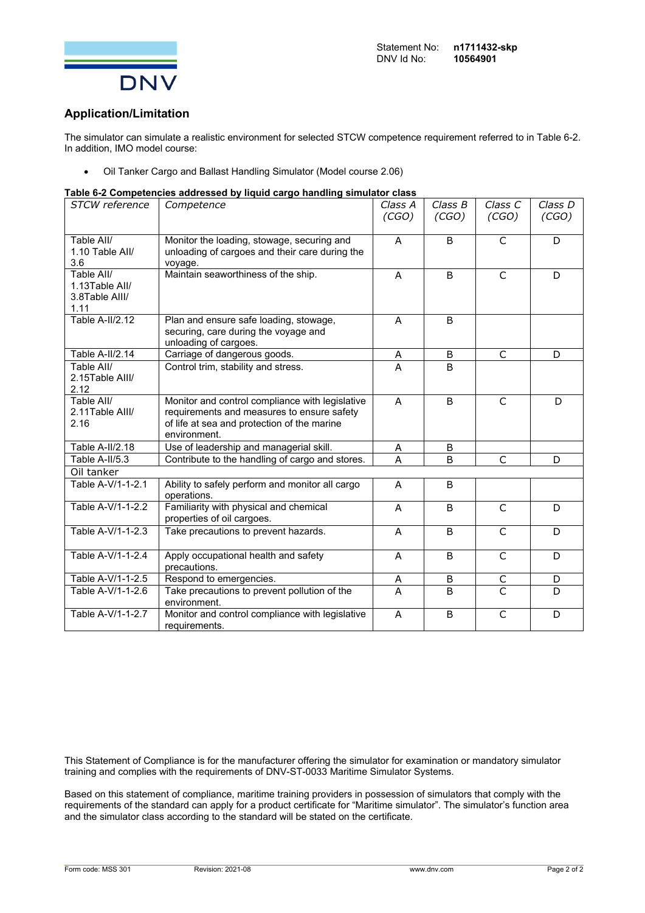Statement No: **n1711432-skp**
DNV Id No: **10564901**

## Application/Limitation

The simulator can simulate a realistic environment for selected STCW competence requirement referred to in Table 6-2. In addition, IMO model course:

- Oil Tanker Cargo and Ballast Handling Simulator (Model course 2.06)

**Table 6-2 Competencies addressed by liquid cargo handling simulator class**

| *STCW reference* | *Competence* | *Class A (CGO)* | *Class B (CGO)* | *Class C (CGO)* | *Class D (CGO)* |
|---|---|---|---|---|---|
| Table AII/ 1.10 Table AII/ 3.6 | Monitor the loading, stowage, securing and unloading of cargoes and their care during the voyage. | A | B | C | D |
| Table AII/ 1.13Table AII/ 3.8Table AIII/ 1.11 | Maintain seaworthiness of the ship. | A | B | C | D |
| Table A-II/2.12 | Plan and ensure safe loading, stowage, securing, care during the voyage and unloading of cargoes. | A | B | | |
| Table A-II/2.14 | Carriage of dangerous goods. | A | B | C | D |
| Table AII/ 2.15Table AIII/ 2.12 | Control trim, stability and stress. | A | B | | |
| Table AII/ 2.11Table AIII/ 2.16 | Monitor and control compliance with legislative requirements and measures to ensure safety of life at sea and protection of the marine environment. | A | B | C | D |
| Table A-II/2.18 | Use of leadership and managerial skill. | A | B | | |
| Table A-II/5.3 | Contribute to the handling of cargo and stores. | A | B | C | D |
| Oil tanker | | | | | |
| Table A-V/1-1-2.1 | Ability to safely perform and monitor all cargo operations. | A | B | | |
| Table A-V/1-1-2.2 | Familiarity with physical and chemical properties of oil cargoes. | A | B | C | D |
| Table A-V/1-1-2.3 | Take precautions to prevent hazards. | A | B | C | D |
| Table A-V/1-1-2.4 | Apply occupational health and safety precautions. | A | B | C | D |
| Table A-V/1-1-2.5 | Respond to emergencies. | A | B | C | D |
| Table A-V/1-1-2.6 | Take precautions to prevent pollution of the environment. | A | B | C | D |
| Table A-V/1-1-2.7 | Monitor and control compliance with legislative requirements. | A | B | C | D |

This Statement of Compliance is for the manufacturer offering the simulator for examination or mandatory simulator training and complies with the requirements of DNV-ST-0033 Maritime Simulator Systems.

Based on this statement of compliance, maritime training providers in possession of simulators that comply with the requirements of the standard can apply for a product certificate for "Maritime simulator". The simulator's function area and the simulator class according to the standard will be stated on the certificate.